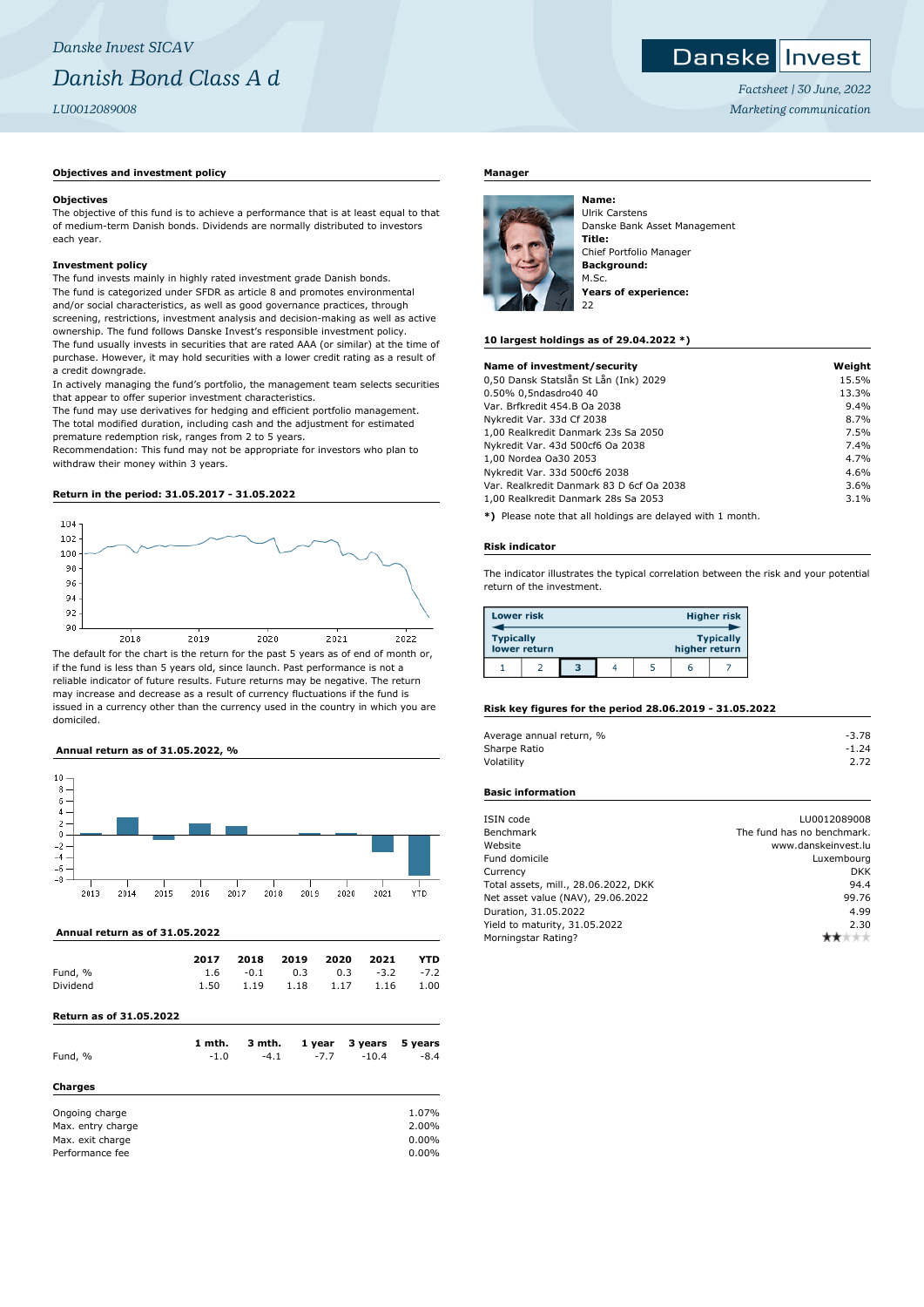*Danske Invest SICAV*

# *Danish Bond Class A d*

*LU0012089008*

*Factsheet | 30 June, 2022*

*Marketing communication*

## Objectives and investment policy

### Objectives

The objective of this fund is to achieve a performance that is at least equal to that of medium-term Danish bonds. Dividends are normally distributed to investors each year.

### Investment policy

The fund invests mainly in highly rated investment grade Danish bonds.
The fund is categorized under SFDR as article 8 and promotes environmental and/or social characteristics, as well as good governance practices, through screening, restrictions, investment analysis and decision-making as well as active ownership. The fund follows Danske Invest's responsible investment policy.
The fund usually invests in securities that are rated AAA (or similar) at the time of purchase. However, it may hold securities with a lower credit rating as a result of a credit downgrade.
In actively managing the fund's portfolio, the management team selects securities that appear to offer superior investment characteristics.
The fund may use derivatives for hedging and efficient portfolio management.
The total modified duration, including cash and the adjustment for estimated premature redemption risk, ranges from 2 to 5 years.
Recommendation: This fund may not be appropriate for investors who plan to withdraw their money within 3 years.

## Return in the period: 31.05.2017 - 31.05.2022

The default for the chart is the return for the past 5 years as of end of month or, if the fund is less than 5 years old, since launch. Past performance is not a reliable indicator of future results. Future returns may be negative. The return may increase and decrease as a result of currency fluctuations if the fund is issued in a currency other than the currency used in the country in which you are domiciled.

## Annual return as of 31.05.2022, %

## Annual return as of 31.05.2022

| | 2017 | 2018 | 2019 | 2020 | 2021 | YTD |
|---|---|---|---|---|---|---|
| Fund, % | 1.6 | -0.1 | 0.3 | 0.3 | -3.2 | -7.2 |
| Dividend | 1.50 | 1.19 | 1.18 | 1.17 | 1.16 | 1.00 |

## Return as of 31.05.2022

| | 1 mth. | 3 mth. | 1 year | 3 years | 5 years |
|---|---|---|---|---|---|
| Fund, % | -1.0 | -4.1 | -7.7 | -10.4 | -8.4 |

## Charges

| | |
|---|---|
| Ongoing charge | 1.07% |
| Max. entry charge | 2.00% |
| Max. exit charge | 0.00% |
| Performance fee | 0.00% |

## Manager

**Name:**
Ulrik Carstens
Danske Bank Asset Management
**Title:**
Chief Portfolio Manager
**Background:**
M.Sc.
**Years of experience:**
22

## 10 largest holdings as of 29.04.2022 *)

| Name of investment/security | Weight |
|---|---|
| 0,50 Dansk Statslån St Lån (Ink) 2029 | 15.5% |
| 0.50% 0,5ndasdro40 40 | 13.3% |
| Var. Brfkredit 454.B Oa 2038 | 9.4% |
| Nykredit Var. 33d Cf 2038 | 8.7% |
| 1,00 Realkredit Danmark 23s Sa 2050 | 7.5% |
| Nykredit Var. 43d 500cf6 Oa 2038 | 7.4% |
| 1,00 Nordea Oa30 2053 | 4.7% |
| Nykredit Var. 33d 500cf6 2038 | 4.6% |
| Var. Realkredit Danmark 83 D 6cf Oa 2038 | 3.6% |
| 1,00 Realkredit Danmark 28s Sa 2053 | 3.1% |

**\*)** Please note that all holdings are delayed with 1 month.

## Risk indicator

The indicator illustrates the typical correlation between the risk and your potential return of the investment.

| Lower risk | | | | | | Higher risk |
|---|---|---|---|---|---|---|
| Typically lower return | | | | | | Typically higher return |
| 1 | 2 | **3** | 4 | 5 | 6 | 7 |

## Risk key figures for the period 28.06.2019 - 31.05.2022

| | |
|---|---|
| Average annual return, % | -3.78 |
| Sharpe Ratio | -1.24 |
| Volatility | 2.72 |

## Basic information

| | |
|---|---|
| ISIN code | LU0012089008 |
| Benchmark | The fund has no benchmark. |
| Website | www.danskeinvest.lu |
| Fund domicile | Luxembourg |
| Currency | DKK |
| Total assets, mill., 28.06.2022, DKK | 94.4 |
| Net asset value (NAV), 29.06.2022 | 99.76 |
| Duration, 31.05.2022 | 4.99 |
| Yield to maturity, 31.05.2022 | 2.30 |
| Morningstar Rating? | ★★☆☆☆ |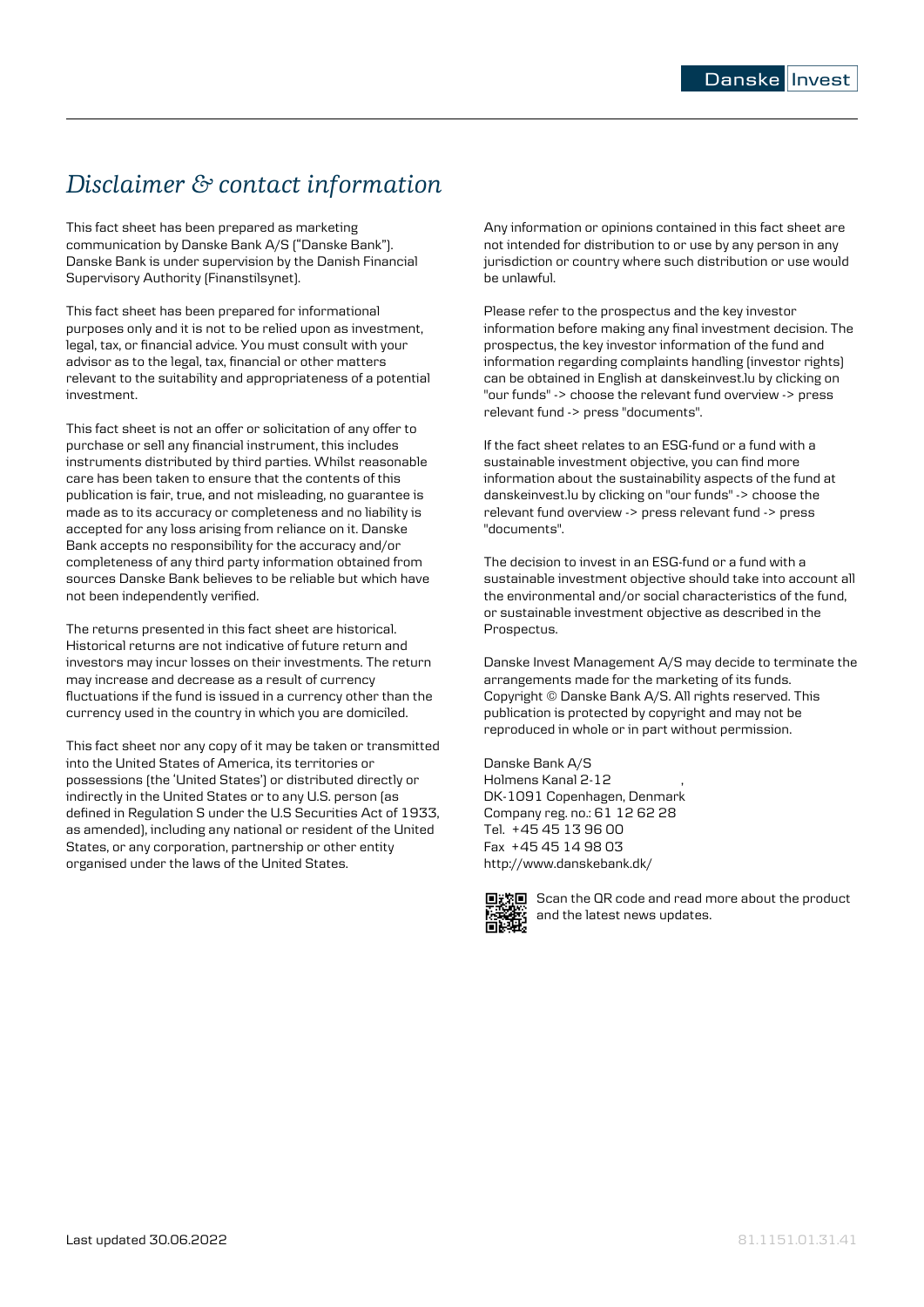# *Disclaimer & contact information*

This fact sheet has been prepared as marketing communication by Danske Bank A/S ("Danske Bank"). Danske Bank is under supervision by the Danish Financial Supervisory Authority (Finanstilsynet).

This fact sheet has been prepared for informational purposes only and it is not to be relied upon as investment, legal, tax, or financial advice. You must consult with your advisor as to the legal, tax, financial or other matters relevant to the suitability and appropriateness of a potential investment.

This fact sheet is not an offer or solicitation of any offer to purchase or sell any financial instrument, this includes instruments distributed by third parties. Whilst reasonable care has been taken to ensure that the contents of this publication is fair, true, and not misleading, no guarantee is made as to its accuracy or completeness and no liability is accepted for any loss arising from reliance on it. Danske Bank accepts no responsibility for the accuracy and/or completeness of any third party information obtained from sources Danske Bank believes to be reliable but which have not been independently verified.

The returns presented in this fact sheet are historical. Historical returns are not indicative of future return and investors may incur losses on their investments. The return may increase and decrease as a result of currency fluctuations if the fund is issued in a currency other than the currency used in the country in which you are domiciled.

This fact sheet nor any copy of it may be taken or transmitted into the United States of America, its territories or possessions (the 'United States') or distributed directly or indirectly in the United States or to any U.S. person (as defined in Regulation S under the U.S Securities Act of 1933, as amended), including any national or resident of the United States, or any corporation, partnership or other entity organised under the laws of the United States.

Any information or opinions contained in this fact sheet are not intended for distribution to or use by any person in any jurisdiction or country where such distribution or use would be unlawful.

Please refer to the prospectus and the key investor information before making any final investment decision. The prospectus, the key investor information of the fund and information regarding complaints handling (investor rights) can be obtained in English at danskeinvest.lu by clicking on "our funds" -> choose the relevant fund overview -> press relevant fund -> press "documents".

If the fact sheet relates to an ESG-fund or a fund with a sustainable investment objective, you can find more information about the sustainability aspects of the fund at danskeinvest.lu by clicking on "our funds" -> choose the relevant fund overview -> press relevant fund -> press "documents".

The decision to invest in an ESG-fund or a fund with a sustainable investment objective should take into account all the environmental and/or social characteristics of the fund, or sustainable investment objective as described in the Prospectus.

Danske Invest Management A/S may decide to terminate the arrangements made for the marketing of its funds. Copyright © Danske Bank A/S. All rights reserved. This publication is protected by copyright and may not be reproduced in whole or in part without permission.

Danske Bank A/S
Holmens Kanal 2-12
DK-1091 Copenhagen, Denmark
Company reg. no.: 61 12 62 28
Tel. +45 45 13 96 00
Fax +45 45 14 98 03
http://www.danskebank.dk/

Scan the QR code and read more about the product and the latest news updates.

Last updated 30.06.2022

81.1151.01.31.41